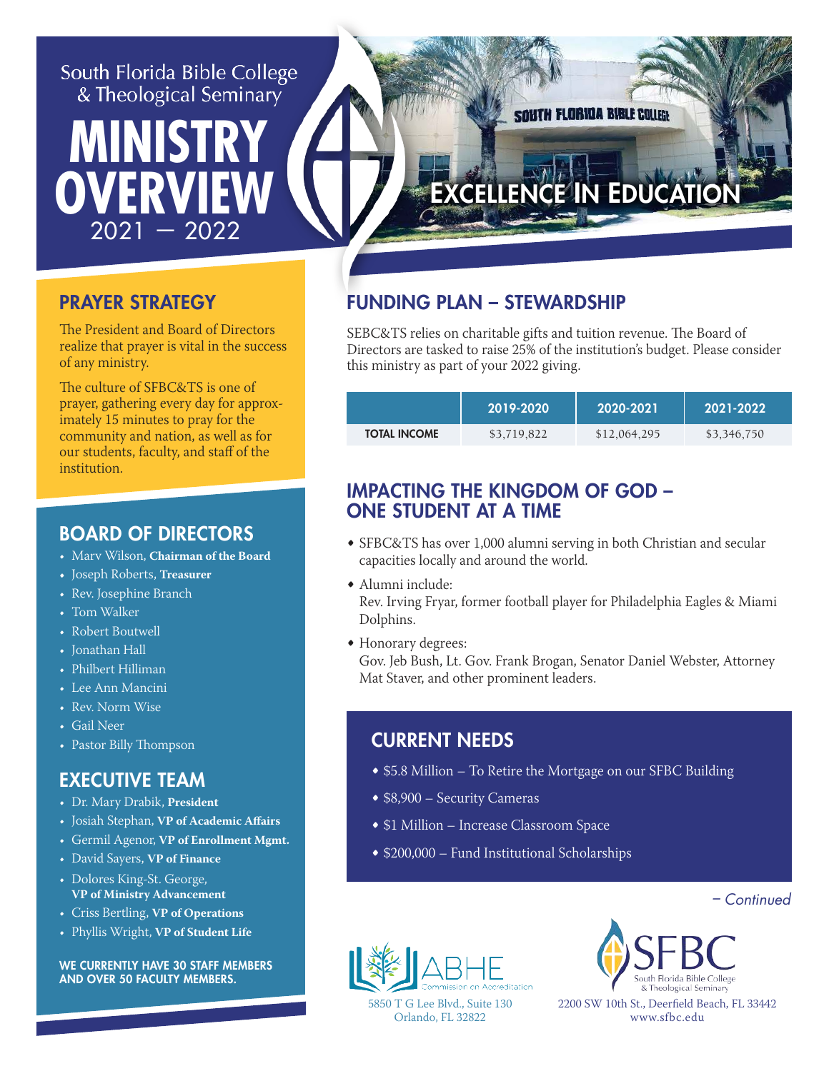South Florida Bible College & Theological Seminary

# MINISTRY OVERVIEW

2021 — 2022

EXCELLENCE IN EDUCATION

## PRAYER STRATEGY

The President and Board of Directors realize that prayer is vital in the success of any ministry.

The culture of SFBC&TS is one of prayer, gathering every day for approximately 15 minutes to pray for the community and nation, as well as for our students, faculty, and staff of the institution.

## BOARD OF DIRECTORS

- Marv Wilson, **Chairman of the Board**
- Joseph Roberts, **Treasurer**
- Rev. Josephine Branch
- Tom Walker
- Robert Boutwell
- Jonathan Hall
- Philbert Hilliman
- Lee Ann Mancini
- Rev. Norm Wise
- Gail Neer
- Pastor Billy Thompson

## EXECUTIVE TEAM

- Dr. Mary Drabik, **President**
- Josiah Stephan, **VP of Academic Affairs**
- Germil Agenor, **VP of Enrollment Mgmt.**
- David Sayers, **VP of Finance**
- Dolores King-St. George, **VP of Ministry Advancement**
- Criss Bertling, **VP of Operations**
- Phyllis Wright, **VP of Student Life**

**WE CURRENTLY HAVE 30 STAFF MEMBERS AND OVER 50 FACULTY MEMBERS.**

## FUNDING PLAN – STEWARDSHIP

SEBC&TS relies on charitable gifts and tuition revenue. The Board of Directors are tasked to raise 25% of the institution's budget. Please consider this ministry as part of your 2022 giving.

| | 2019-2020 | 2020-2021 | 2021-2022 |
|---|---|---|---|
| **TOTAL INCOME** | $3,719,822 | $12,064,295 | $3,346,750 |

## IMPACTING THE KINGDOM OF GOD – ONE STUDENT AT A TIME

- SFBC&TS has over 1,000 alumni serving in both Christian and secular capacities locally and around the world.
- Alumni include:
  Rev. Irving Fryar, former football player for Philadelphia Eagles & Miami Dolphins.
- Honorary degrees:
  Gov. Jeb Bush, Lt. Gov. Frank Brogan, Senator Daniel Webster, Attorney Mat Staver, and other prominent leaders.

## CURRENT NEEDS

- $5.8 Million – To Retire the Mortgage on our SFBC Building
- $8,900 – Security Cameras
- $1 Million – Increase Classroom Space
- $200,000 – Fund Institutional Scholarships

*– Continued*

ABHE Commission on Accreditation
5850 T G Lee Blvd., Suite 130
Orlando, FL 32822

SFBC South Florida Bible College & Theological Seminary
2200 SW 10th St., Deerfield Beach, FL 33442
www.sfbc.edu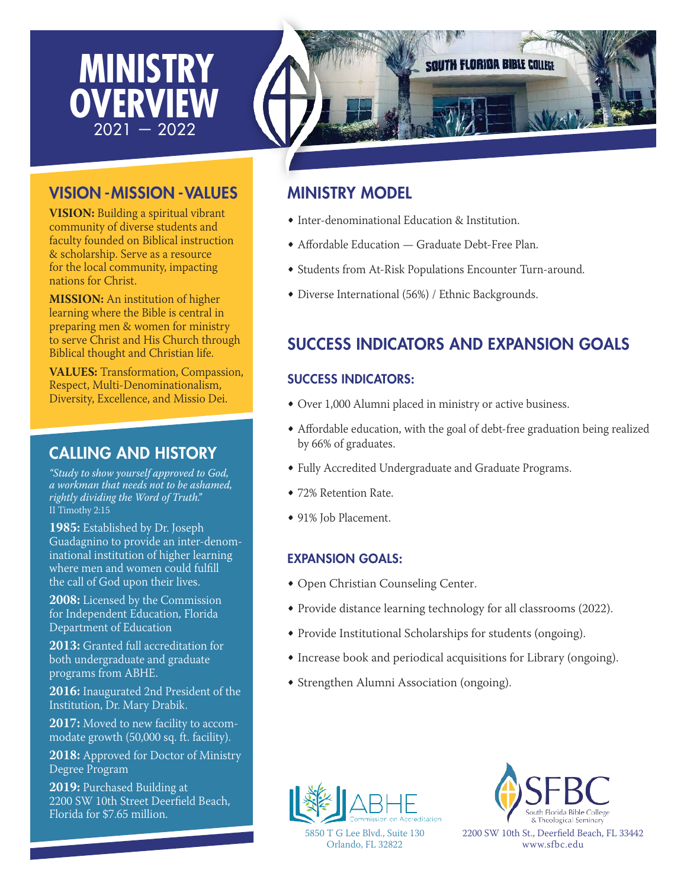# MINISTRY OVERVIEW
2021 — 2022

## VISION - MISSION - VALUES

**VISION:** Building a spiritual vibrant community of diverse students and faculty founded on Biblical instruction & scholarship. Serve as a resource for the local community, impacting nations for Christ.

**MISSION:** An institution of higher learning where the Bible is central in preparing men & women for ministry to serve Christ and His Church through Biblical thought and Christian life.

**VALUES:** Transformation, Compassion, Respect, Multi-Denominationalism, Diversity, Excellence, and Missio Dei.

## CALLING AND HISTORY

*"Study to show yourself approved to God, a workman that needs not to be ashamed, rightly dividing the Word of Truth."*
II Timothy 2:15

**1985:** Established by Dr. Joseph Guadagnino to provide an inter-denominational institution of higher learning where men and women could fulfill the call of God upon their lives.

**2008:** Licensed by the Commission for Independent Education, Florida Department of Education

**2013:** Granted full accreditation for both undergraduate and graduate programs from ABHE.

**2016:** Inaugurated 2nd President of the Institution, Dr. Mary Drabik.

**2017:** Moved to new facility to accommodate growth (50,000 sq. ft. facility).

**2018:** Approved for Doctor of Ministry Degree Program

**2019:** Purchased Building at 2200 SW 10th Street Deerfield Beach, Florida for $7.65 million.

## MINISTRY MODEL

- Inter-denominational Education & Institution.
- Affordable Education — Graduate Debt-Free Plan.
- Students from At-Risk Populations Encounter Turn-around.
- Diverse International (56%) / Ethnic Backgrounds.

## SUCCESS INDICATORS AND EXPANSION GOALS

### SUCCESS INDICATORS:

- Over 1,000 Alumni placed in ministry or active business.
- Affordable education, with the goal of debt-free graduation being realized by 66% of graduates.
- Fully Accredited Undergraduate and Graduate Programs.
- 72% Retention Rate.
- 91% Job Placement.

### EXPANSION GOALS:

- Open Christian Counseling Center.
- Provide distance learning technology for all classrooms (2022).
- Provide Institutional Scholarships for students (ongoing).
- Increase book and periodical acquisitions for Library (ongoing).
- Strengthen Alumni Association (ongoing).

ABHE
Commission on Accreditation
5850 T G Lee Blvd., Suite 130
Orlando, FL 32822

SFBC
South Florida Bible College & Theological Seminary
2200 SW 10th St., Deerfield Beach, FL 33442
www.sfbc.edu